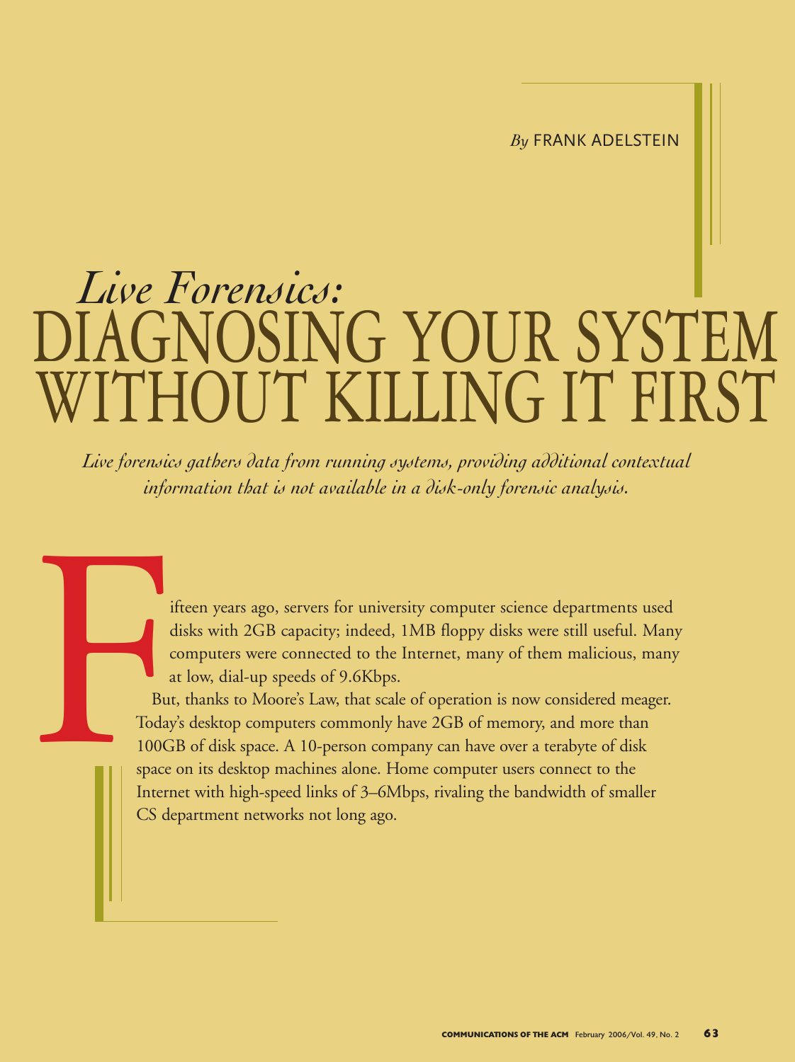*By* FRANK ADELSTEIN

# *Live Forensics:* DIAGNOSING YOUR SYSTEM WITHOUT KILLING IT FIRST

*Live forensics gathers data from running systems, providing additional contextual information that is not available in a disk-only forensic analysis.*

Fifteen years ago, servers for university computer science departments used disks with 2GB capacity; indeed, 1MB floppy disks were still useful. Many computers were connected to the Internet, many of them malicious, many at low, dial-up speeds of 9.6Kbps.

But, thanks to Moore's Law, that scale of operation is now considered meager. Today's desktop computers commonly have 2GB of memory, and more than 100GB of disk space. A 10-person company can have over a terabyte of disk space on its desktop machines alone. Home computer users connect to the Internet with high-speed links of 3–6Mbps, rivaling the bandwidth of smaller CS department networks not long ago.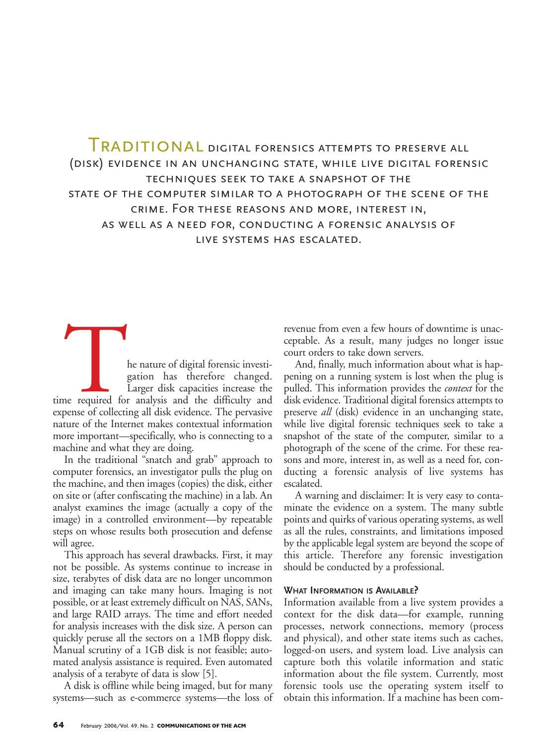Traditional digital forensics attempts to preserve all (disk) evidence in an unchanging state, while live digital forensic techniques seek to take a snapshot of the state of the computer similar to a photograph of the scene of the crime. For these reasons and more, interest in, as well as a need for, conducting a forensic analysis of live systems has escalated.

The nature of digital forensic investigation has therefore changed. Larger disk capacities increase the time required for analysis and the difficulty and expense of collecting all disk evidence. The pervasive nature of the Internet makes contextual information more important—specifically, who is connecting to a machine and what they are doing.

In the traditional "snatch and grab" approach to computer forensics, an investigator pulls the plug on the machine, and then images (copies) the disk, either on site or (after confiscating the machine) in a lab. An analyst examines the image (actually a copy of the image) in a controlled environment—by repeatable steps on whose results both prosecution and defense will agree.

This approach has several drawbacks. First, it may not be possible. As systems continue to increase in size, terabytes of disk data are no longer uncommon and imaging can take many hours. Imaging is not possible, or at least extremely difficult on NAS, SANs, and large RAID arrays. The time and effort needed for analysis increases with the disk size. A person can quickly peruse all the sectors on a 1MB floppy disk. Manual scrutiny of a 1GB disk is not feasible; automated analysis assistance is required. Even automated analysis of a terabyte of data is slow [5].

A disk is offline while being imaged, but for many systems—such as e-commerce systems—the loss of revenue from even a few hours of downtime is unacceptable. As a result, many judges no longer issue court orders to take down servers.

And, finally, much information about what is happening on a running system is lost when the plug is pulled. This information provides the *context* for the disk evidence. Traditional digital forensics attempts to preserve *all* (disk) evidence in an unchanging state, while live digital forensic techniques seek to take a snapshot of the state of the computer, similar to a photograph of the scene of the crime. For these reasons and more, interest in, as well as a need for, conducting a forensic analysis of live systems has escalated.

A warning and disclaimer: It is very easy to contaminate the evidence on a system. The many subtle points and quirks of various operating systems, as well as all the rules, constraints, and limitations imposed by the applicable legal system are beyond the scope of this article. Therefore any forensic investigation should be conducted by a professional.

### What Information is Available?

Information available from a live system provides a context for the disk data—for example, running processes, network connections, memory (process and physical), and other state items such as caches, logged-on users, and system load. Live analysis can capture both this volatile information and static information about the file system. Currently, most forensic tools use the operating system itself to obtain this information. If a machine has been com-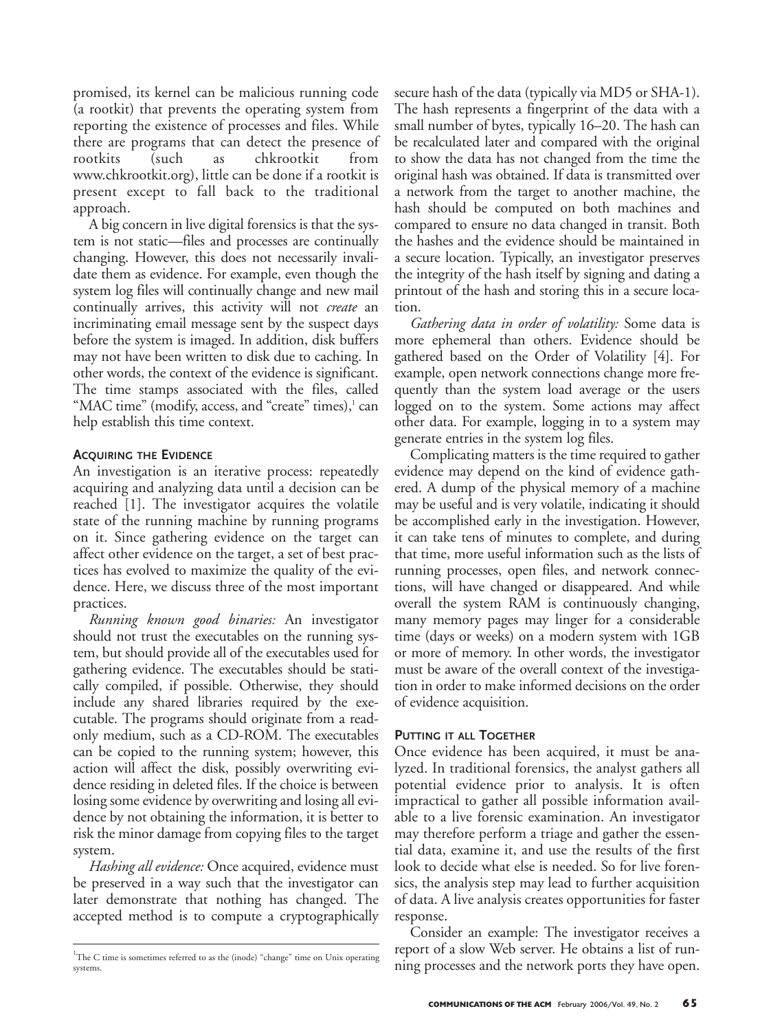promised, its kernel can be malicious running code (a rootkit) that prevents the operating system from reporting the existence of processes and files. While there are programs that can detect the presence of rootkits (such as chkrootkit from www.chkrootkit.org), little can be done if a rootkit is present except to fall back to the traditional approach.

A big concern in live digital forensics is that the system is not static—files and processes are continually changing. However, this does not necessarily invalidate them as evidence. For example, even though the system log files will continually change and new mail continually arrives, this activity will not *create* an incriminating email message sent by the suspect days before the system is imaged. In addition, disk buffers may not have been written to disk due to caching. In other words, the context of the evidence is significant. The time stamps associated with the files, called "MAC time" (modify, access, and "create" times),[1] can help establish this time context.

### ACQUIRING THE EVIDENCE

An investigation is an iterative process: repeatedly acquiring and analyzing data until a decision can be reached [1]. The investigator acquires the volatile state of the running machine by running programs on it. Since gathering evidence on the target can affect other evidence on the target, a set of best practices has evolved to maximize the quality of the evidence. Here, we discuss three of the most important practices.

*Running known good binaries:* An investigator should not trust the executables on the running system, but should provide all of the executables used for gathering evidence. The executables should be statically compiled, if possible. Otherwise, they should include any shared libraries required by the executable. The programs should originate from a read-only medium, such as a CD-ROM. The executables can be copied to the running system; however, this action will affect the disk, possibly overwriting evidence residing in deleted files. If the choice is between losing some evidence by overwriting and losing all evidence by not obtaining the information, it is better to risk the minor damage from copying files to the target system.

*Hashing all evidence:* Once acquired, evidence must be preserved in a way such that the investigator can later demonstrate that nothing has changed. The accepted method is to compute a cryptographically secure hash of the data (typically via MD5 or SHA-1). The hash represents a fingerprint of the data with a small number of bytes, typically 16–20. The hash can be recalculated later and compared with the original to show the data has not changed from the time the original hash was obtained. If data is transmitted over a network from the target to another machine, the hash should be computed on both machines and compared to ensure no data changed in transit. Both the hashes and the evidence should be maintained in a secure location. Typically, an investigator preserves the integrity of the hash itself by signing and dating a printout of the hash and storing this in a secure location.

*Gathering data in order of volatility:* Some data is more ephemeral than others. Evidence should be gathered based on the Order of Volatility [4]. For example, open network connections change more frequently than the system load average or the users logged on to the system. Some actions may affect other data. For example, logging in to a system may generate entries in the system log files.

Complicating matters is the time required to gather evidence may depend on the kind of evidence gathered. A dump of the physical memory of a machine may be useful and is very volatile, indicating it should be accomplished early in the investigation. However, it can take tens of minutes to complete, and during that time, more useful information such as the lists of running processes, open files, and network connections, will have changed or disappeared. And while overall the system RAM is continuously changing, many memory pages may linger for a considerable time (days or weeks) on a modern system with 1GB or more of memory. In other words, the investigator must be aware of the overall context of the investigation in order to make informed decisions on the order of evidence acquisition.

### PUTTING IT ALL TOGETHER

Once evidence has been acquired, it must be analyzed. In traditional forensics, the analyst gathers all potential evidence prior to analysis. It is often impractical to gather all possible information available to a live forensic examination. An investigator may therefore perform a triage and gather the essential data, examine it, and use the results of the first look to decide what else is needed. So for live forensics, the analysis step may lead to further acquisition of data. A live analysis creates opportunities for faster response.

Consider an example: The investigator receives a report of a slow Web server. He obtains a list of running processes and the network ports they have open.

[1] The C time is sometimes referred to as the (inode) "change" time on Unix operating systems.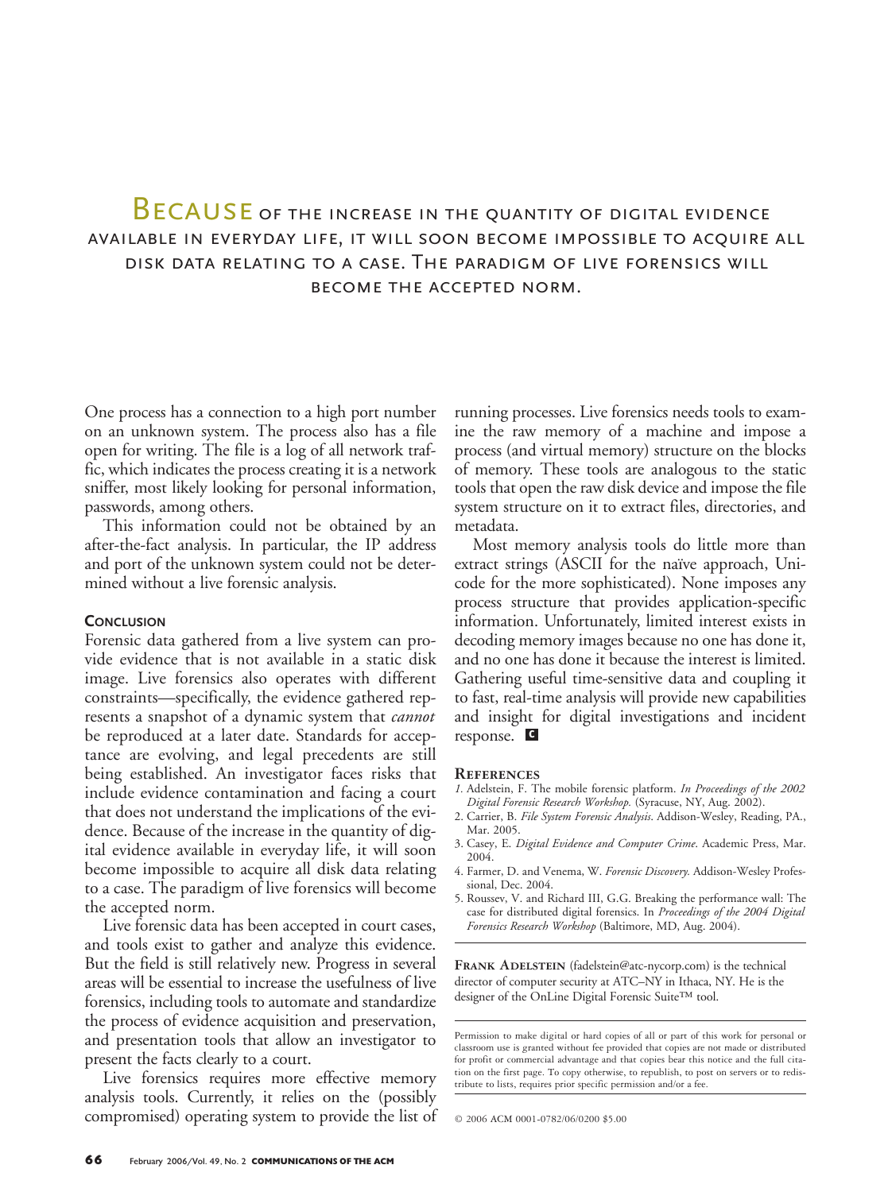Because of the increase in the quantity of digital evidence available in everyday life, it will soon become impossible to acquire all disk data relating to a case. The paradigm of live forensics will become the accepted norm.

One process has a connection to a high port number on an unknown system. The process also has a file open for writing. The file is a log of all network traffic, which indicates the process creating it is a network sniffer, most likely looking for personal information, passwords, among others.

This information could not be obtained by an after-the-fact analysis. In particular, the IP address and port of the unknown system could not be determined without a live forensic analysis.

### Conclusion

Forensic data gathered from a live system can provide evidence that is not available in a static disk image. Live forensics also operates with different constraints—specifically, the evidence gathered represents a snapshot of a dynamic system that *cannot* be reproduced at a later date. Standards for acceptance are evolving, and legal precedents are still being established. An investigator faces risks that include evidence contamination and facing a court that does not understand the implications of the evidence. Because of the increase in the quantity of digital evidence available in everyday life, it will soon become impossible to acquire all disk data relating to a case. The paradigm of live forensics will become the accepted norm.

Live forensic data has been accepted in court cases, and tools exist to gather and analyze this evidence. But the field is still relatively new. Progress in several areas will be essential to increase the usefulness of live forensics, including tools to automate and standardize the process of evidence acquisition and preservation, and presentation tools that allow an investigator to present the facts clearly to a court.

Live forensics requires more effective memory analysis tools. Currently, it relies on the (possibly compromised) operating system to provide the list of running processes. Live forensics needs tools to examine the raw memory of a machine and impose a process (and virtual memory) structure on the blocks of memory. These tools are analogous to the static tools that open the raw disk device and impose the file system structure on it to extract files, directories, and metadata.

Most memory analysis tools do little more than extract strings (ASCII for the naïve approach, Unicode for the more sophisticated). None imposes any process structure that provides application-specific information. Unfortunately, limited interest exists in decoding memory images because no one has done it, and no one has done it because the interest is limited. Gathering useful time-sensitive data and coupling it to fast, real-time analysis will provide new capabilities and insight for digital investigations and incident response.

### References

1. Adelstein, F. The mobile forensic platform. *In Proceedings of the 2002 Digital Forensic Research Workshop.* (Syracuse, NY, Aug. 2002).
2. Carrier, B. *File System Forensic Analysis*. Addison-Wesley, Reading, PA., Mar. 2005.
3. Casey, E. *Digital Evidence and Computer Crime*. Academic Press, Mar. 2004.
4. Farmer, D. and Venema, W. *Forensic Discovery.* Addison-Wesley Professional, Dec. 2004.
5. Roussev, V. and Richard III, G.G. Breaking the performance wall: The case for distributed digital forensics. In *Proceedings of the 2004 Digital Forensics Research Workshop* (Baltimore, MD, Aug. 2004).

**Frank Adelstein** (fadelstein@atc-nycorp.com) is the technical director of computer security at ATC–NY in Ithaca, NY. He is the designer of the OnLine Digital Forensic Suite™ tool.

Permission to make digital or hard copies of all or part of this work for personal or classroom use is granted without fee provided that copies are not made or distributed for profit or commercial advantage and that copies bear this notice and the full citation on the first page. To copy otherwise, to republish, to post on servers or to redistribute to lists, requires prior specific permission and/or a fee.

© 2006 ACM 0001-0782/06/0200 $5.00